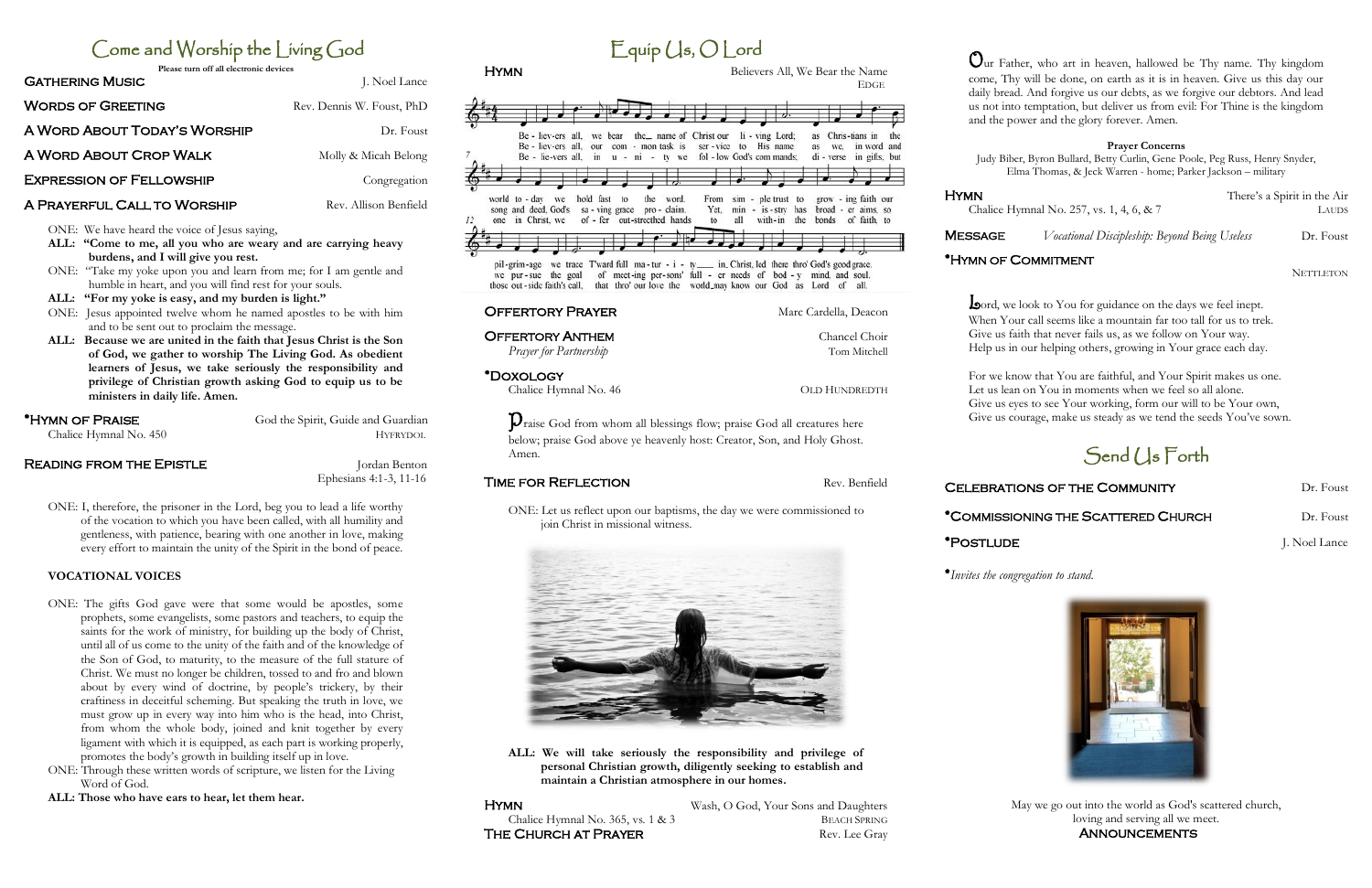# Come and Worship the Living God

**Please turn off all electronic devices**

**Gathering Music** — J. Noel Lance

**Words of Greeting** — Rev. Dennis W. Foust, PhD

**A Word About Today's Worship** — Dr. Foust

**A Word About Crop Walk** — Molly & Micah Belong

**Expression of Fellowship** — Congregation

**A Prayerful Call to Worship** — Rev. Allison Benfield

ONE: We have heard the voice of Jesus saying,

**ALL: "Come to me, all you who are weary and are carrying heavy burdens, and I will give you rest.**

ONE: "Take my yoke upon you and learn from me; for I am gentle and humble in heart, and you will find rest for your souls.

**ALL: "For my yoke is easy, and my burden is light."**

ONE: Jesus appointed twelve whom he named apostles to be with him and to be sent out to proclaim the message.

**ALL: Because we are united in the faith that Jesus Christ is the Son of God, we gather to worship The Living God. As obedient learners of Jesus, we take seriously the responsibility and privilege of Christian growth asking God to equip us to be ministers in daily life. Amen.**

**•Hymn of Praise** — God the Spirit, Guide and Guardian
Chalice Hymnal No. 450 — HYFRYDOL

**Reading from the Epistle** — Jordan Benton
Ephesians 4:1-3, 11-16

ONE: I, therefore, the prisoner in the Lord, beg you to lead a life worthy of the vocation to which you have been called, with all humility and gentleness, with patience, bearing with one another in love, making every effort to maintain the unity of the Spirit in the bond of peace.

**VOCATIONAL VOICES**

ONE: The gifts God gave were that some would be apostles, some prophets, some evangelists, some pastors and teachers, to equip the saints for the work of ministry, for building up the body of Christ, until all of us come to the unity of the faith and of the knowledge of the Son of God, to maturity, to the measure of the full stature of Christ. We must no longer be children, tossed to and fro and blown about by every wind of doctrine, by people's trickery, by their craftiness in deceitful scheming. But speaking the truth in love, we must grow up in every way into him who is the head, into Christ, from whom the whole body, joined and knit together by every ligament with which it is equipped, as each part is working properly, promotes the body's growth in building itself up in love.

ONE: Through these written words of scripture, we listen for the Living Word of God.

**ALL: Those who have ears to hear, let them hear.**

# Equip Us, O Lord

**Hymn** — Believers All, We Bear the Name
EDGE

Believers all, we bear the name of Christ our living Lord; as Christians in the world today we hold fast to the word. From simple trust to growing faith our pilgrimage we trace t'ward full maturity in Christ, led there thro' God's good grace.

Believers all, our common task is service to His name as we, in word and song and deed, God's saving grace proclaim. Yet, ministry has broader aims, so we pursue the goal of meeting persons' fuller needs of body, mind, and soul.

Believers all, in unity we follow God's commands; diverse in gifts, but one in Christ, we offer outstretched hands to all within the bonds of faith, to those outside faith's call, that thro' our love the world may know our God as Lord of all.

**Offertory Prayer** — Marc Cardella, Deacon

**Offertory Anthem** — Chancel Choir
*Prayer for Partnership* — Tom Mitchell

**•Doxology**
Chalice Hymnal No. 46 — OLD HUNDREDTH

Praise God from whom all blessings flow; praise God all creatures here below; praise God above ye heavenly host: Creator, Son, and Holy Ghost. Amen.

**Time for Reflection** — Rev. Benfield

ONE: Let us reflect upon our baptisms, the day we were commissioned to join Christ in missional witness.

**ALL: We will take seriously the responsibility and privilege of personal Christian growth, diligently seeking to establish and maintain a Christian atmosphere in our homes.**

**Hymn** — Wash, O God, Your Sons and Daughters
Chalice Hymnal No. 365, vs. 1 & 3 — BEACH SPRING

**The Church at Prayer** — Rev. Lee Gray

Our Father, who art in heaven, hallowed be Thy name. Thy kingdom come, Thy will be done, on earth as it is in heaven. Give us this day our daily bread. And forgive us our debts, as we forgive our debtors. And lead us not into temptation, but deliver us from evil: For Thine is the kingdom and the power and the glory forever. Amen.

**Prayer Concerns**

Judy Biber, Byron Bullard, Betty Curlin, Gene Poole, Peg Russ, Henry Snyder, Elma Thomas, & Jeck Warren - home; Parker Jackson – military

**Hymn** — There's a Spirit in the Air
Chalice Hymnal No. 257, vs. 1, 4, 6, & 7 — LAUDS

**Message** — *Vocational Discipleship: Beyond Being Useless* — Dr. Foust

**•Hymn of Commitment**
NETTLETON

Lord, we look to You for guidance on the days we feel inept.
When Your call seems like a mountain far too tall for us to trek.
Give us faith that never fails us, as we follow on Your way.
Help us in our helping others, growing in Your grace each day.

For we know that You are faithful, and Your Spirit makes us one.
Let us lean on You in moments when we feel so all alone.
Give us eyes to see Your working, form our will to be Your own,
Give us courage, make us steady as we tend the seeds You've sown.

# Send Us Forth

**Celebrations of the Community** — Dr. Foust

**•Commissioning the Scattered Church** — Dr. Foust

**•Postlude** — J. Noel Lance

*•Invites the congregation to stand.*

May we go out into the world as God's scattered church,
loving and serving all we meet.

**Announcements**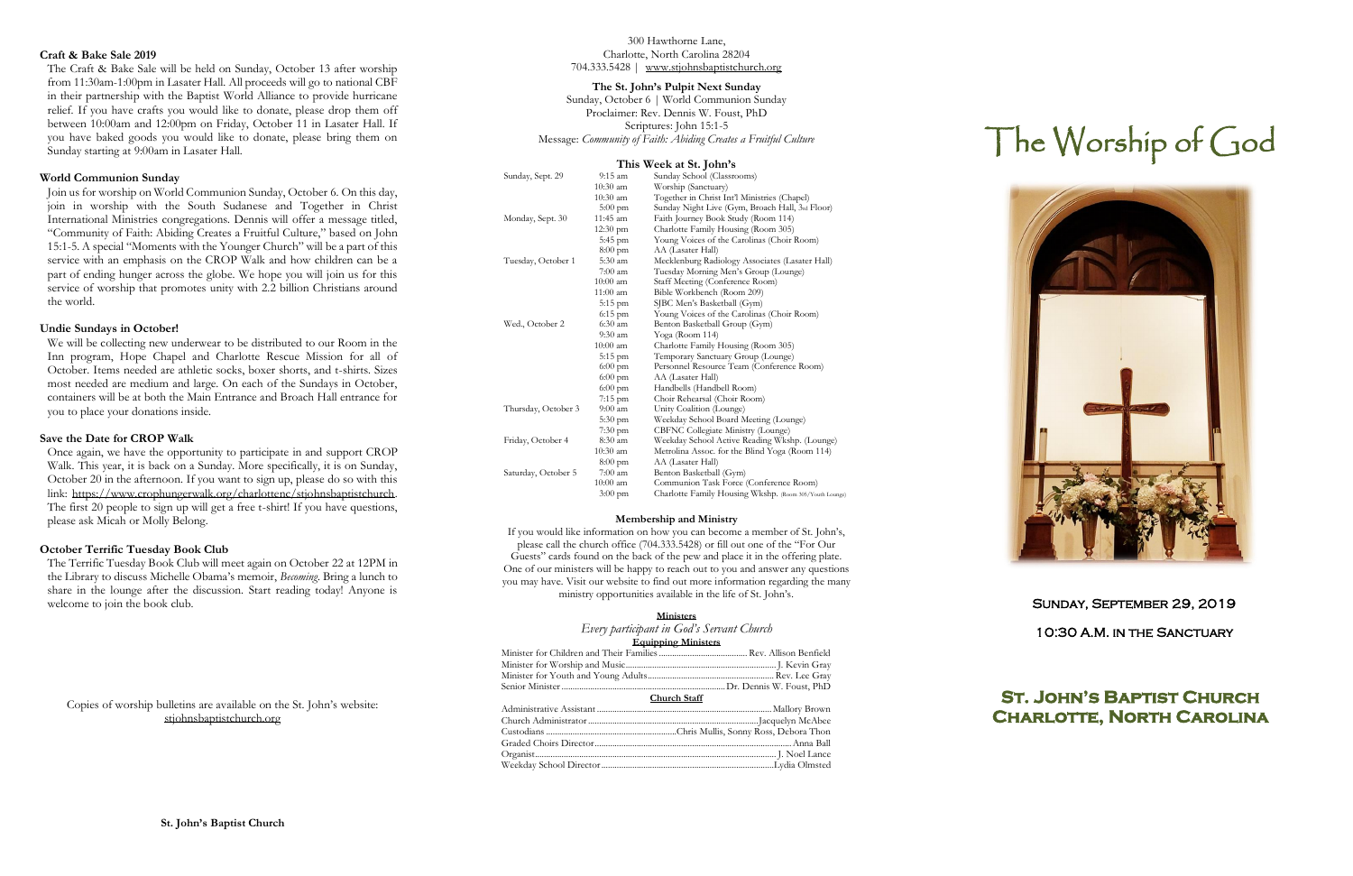### Craft & Bake Sale 2019

The Craft & Bake Sale will be held on Sunday, October 13 after worship from 11:30am-1:00pm in Lasater Hall. All proceeds will go to national CBF in their partnership with the Baptist World Alliance to provide hurricane relief. If you have crafts you would like to donate, please drop them off between 10:00am and 12:00pm on Friday, October 11 in Lasater Hall. If you have baked goods you would like to donate, please bring them on Sunday starting at 9:00am in Lasater Hall.

### World Communion Sunday

Join us for worship on World Communion Sunday, October 6. On this day, join in worship with the South Sudanese and Together in Christ International Ministries congregations. Dennis will offer a message titled, "Community of Faith: Abiding Creates a Fruitful Culture," based on John 15:1-5. A special "Moments with the Younger Church" will be a part of this service with an emphasis on the CROP Walk and how children can be a part of ending hunger across the globe. We hope you will join us for this service of worship that promotes unity with 2.2 billion Christians around the world.

### Undie Sundays in October!

We will be collecting new underwear to be distributed to our Room in the Inn program, Hope Chapel and Charlotte Rescue Mission for all of October. Items needed are athletic socks, boxer shorts, and t-shirts. Sizes most needed are medium and large. On each of the Sundays in October, containers will be at both the Main Entrance and Broach Hall entrance for you to place your donations inside.

### Save the Date for CROP Walk

Once again, we have the opportunity to participate in and support CROP Walk. This year, it is back on a Sunday. More specifically, it is on Sunday, October 20 in the afternoon. If you want to sign up, please do so with this link: https://www.crophungerwalk.org/charlottenc/stjohnsbaptistchurch. The first 20 people to sign up will get a free t-shirt! If you have questions, please ask Micah or Molly Belong.

### October Terrific Tuesday Book Club

The Terrific Tuesday Book Club will meet again on October 22 at 12PM in the Library to discuss Michelle Obama's memoir, *Becoming*. Bring a lunch to share in the lounge after the discussion. Start reading today! Anyone is welcome to join the book club.

Copies of worship bulletins are available on the St. John's website: stjohnsbaptistchurch.org

**St. John's Baptist Church**

300 Hawthorne Lane,
Charlotte, North Carolina 28204
704.333.5428 | www.stjohnsbaptistchurch.org

**The St. John's Pulpit Next Sunday**

Sunday, October 6 | World Communion Sunday
Proclaimer: Rev. Dennis W. Foust, PhD
Scriptures: John 15:1-5
Message: *Community of Faith: Abiding Creates a Fruitful Culture*

**This Week at St. John's**

| | | |
|---|---|---|
| Sunday, Sept. 29 | 9:15 am | Sunday School (Classrooms) |
| | 10:30 am | Worship (Sanctuary) |
| | 10:30 am | Together in Christ Int'l Ministries (Chapel) |
| | 5:00 pm | Sunday Night Live (Gym, Broach Hall, 3rd Floor) |
| Monday, Sept. 30 | 11:45 am | Faith Journey Book Study (Room 114) |
| | 12:30 pm | Charlotte Family Housing (Room 305) |
| | 5:45 pm | Young Voices of the Carolinas (Choir Room) |
| | 8:00 pm | AA (Lasater Hall) |
| Tuesday, October 1 | 5:30 am | Mecklenburg Radiology Associates (Lasater Hall) |
| | 7:00 am | Tuesday Morning Men's Group (Lounge) |
| | 10:00 am | Staff Meeting (Conference Room) |
| | 11:00 am | Bible Workbench (Room 209) |
| | 5:15 pm | SJBC Men's Basketball (Gym) |
| | 6:15 pm | Young Voices of the Carolinas (Choir Room) |
| Wed., October 2 | 6:30 am | Benton Basketball Group (Gym) |
| | 9:30 am | Yoga (Room 114) |
| | 10:00 am | Charlotte Family Housing (Room 305) |
| | 5:15 pm | Temporary Sanctuary Group (Lounge) |
| | 6:00 pm | Personnel Resource Team (Conference Room) |
| | 6:00 pm | AA (Lasater Hall) |
| | 6:00 pm | Handbells (Handbell Room) |
| | 7:15 pm | Choir Rehearsal (Choir Room) |
| Thursday, October 3 | 9:00 am | Unity Coalition (Lounge) |
| | 5:30 pm | Weekday School Board Meeting (Lounge) |
| | 7:30 pm | CBFNC Collegiate Ministry (Lounge) |
| Friday, October 4 | 8:30 am | Weekday School Active Reading Wkshp. (Lounge) |
| | 10:30 am | Metrolina Assoc. for the Blind Yoga (Room 114) |
| | 8:00 pm | AA (Lasater Hall) |
| Saturday, October 5 | 7:00 am | Benton Basketball (Gym) |
| | 10:00 am | Communion Task Force (Conference Room) |
| | 3:00 pm | Charlotte Family Housing Wkshp. (Room 305/Youth Lounge) |

**Membership and Ministry**

If you would like information on how you can become a member of St. John's, please call the church office (704.333.5428) or fill out one of the "For Our Guests" cards found on the back of the pew and place it in the offering plate. One of our ministers will be happy to reach out to you and answer any questions you may have. Visit our website to find out more information regarding the many ministry opportunities available in the life of St. John's.

**Ministers**

*Every participant in God's Servant Church*

**Equipping Ministers**

Minister for Children and Their Families ........ Rev. Allison Benfield
Minister for Worship and Music ........ J. Kevin Gray
Minister for Youth and Young Adults ........ Rev. Lee Gray
Senior Minister ........ Dr. Dennis W. Foust, PhD

**Church Staff**

Administrative Assistant ........ Mallory Brown
Church Administrator ........ Jacquelyn McAbee
Custodians ........ Chris Mullis, Sonny Ross, Debora Thon
Graded Choirs Director ........ Anna Ball
Organist ........ J. Noel Lance
Weekday School Director ........ Lydia Olmsted

# The Worship of God

Sunday, September 29, 2019

10:30 A.M. in the Sanctuary

## St. John's Baptist Church
## Charlotte, North Carolina